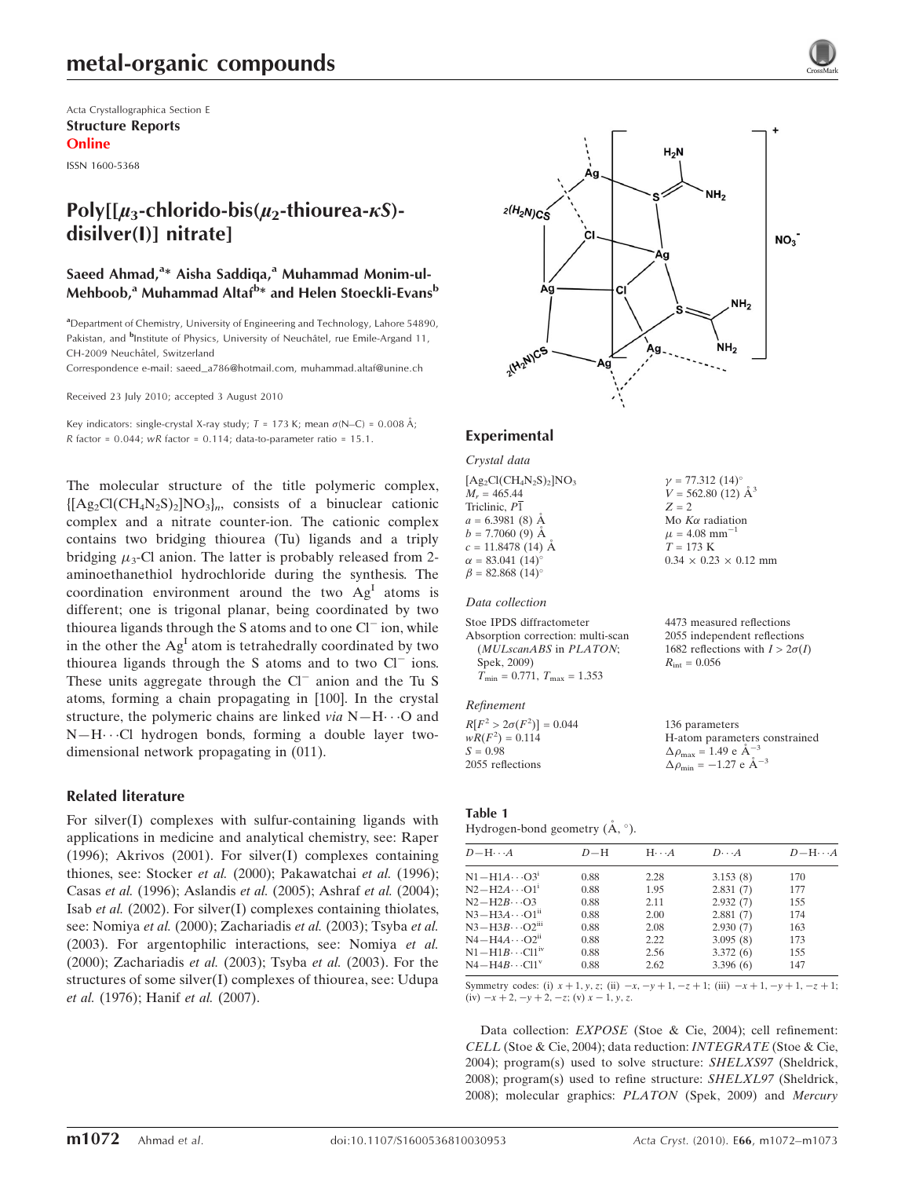metal-organic compounds

Acta Crystallographica Section E
**Structure Reports Online**

ISSN 1600-5368

# Poly[[$\mu_3$-chlorido-bis($\mu_2$-thiourea-$\kappa S$)-disilver(I)] nitrate]

**Saeed Ahmad,[a]* Aisha Saddiqa,[a] Muhammad Monim-ul-Mehboob,[a] Muhammad Altaf[b]* and Helen Stoeckli-Evans[b]**

[a]Department of Chemistry, University of Engineering and Technology, Lahore 54890, Pakistan, and [b]Institute of Physics, University of Neuchâtel, rue Emile-Argand 11, CH-2009 Neuchâtel, Switzerland
Correspondence e-mail: saeed_a786@hotmail.com, muhammad.altaf@unine.ch

Received 23 July 2010; accepted 3 August 2010

Key indicators: single-crystal X-ray study; $T$ = 173 K; mean $\sigma$(N–C) = 0.008 Å; $R$ factor = 0.044; $wR$ factor = 0.114; data-to-parameter ratio = 15.1.

The molecular structure of the title polymeric complex, $\{[Ag_2Cl(CH_4N_2S)_2]NO_3\}_n$, consists of a binuclear cationic complex and a nitrate counter-ion. The cationic complex contains two bridging thiourea (Tu) ligands and a triply bridging $\mu_3$-Cl anion. The latter is probably released from 2-aminoethanethiol hydrochloride during the synthesis. The coordination environment around the two $Ag^I$ atoms is different; one is trigonal planar, being coordinated by two thiourea ligands through the S atoms and to one $Cl^-$ ion, while in the other the $Ag^I$ atom is tetrahedrally coordinated by two thiourea ligands through the S atoms and to two $Cl^-$ ions. These units aggregate through the $Cl^-$ anion and the Tu S atoms, forming a chain propagating in [100]. In the crystal structure, the polymeric chains are linked *via* N—H⋯O and N—H⋯Cl hydrogen bonds, forming a double layer two-dimensional network propagating in (011).

## Related literature

For silver(I) complexes with sulfur-containing ligands with applications in medicine and analytical chemistry, see: Raper (1996); Akrivos (2001). For silver(I) complexes containing thiones, see: Stocker *et al.* (2000); Pakawatchai *et al.* (1996); Casas *et al.* (1996); Aslandis *et al.* (2005); Ashraf *et al.* (2004); Isab *et al.* (2002). For silver(I) complexes containing thiolates, see: Nomiya *et al.* (2000); Zachariadis *et al.* (2003); Tsyba *et al.* (2003). For argentophilic interactions, see: Nomiya *et al.* (2000); Zachariadis *et al.* (2003); Tsyba *et al.* (2003). For the structures of some silver(I) complexes of thiourea, see: Udupa *et al.* (1976); Hanif *et al.* (2007).

## Experimental

### Crystal data

$[Ag_2Cl(CH_4N_2S)_2]NO_3$
$M_r$ = 465.44
Triclinic, $P\overline{1}$
$a$ = 6.3981 (8) Å
$b$ = 7.7060 (9) Å
$c$ = 11.8478 (14) Å
$\alpha$ = 83.041 (14)°
$\beta$ = 82.868 (14)°
$\gamma$ = 77.312 (14)°
$V$ = 562.80 (12) Å$^3$
$Z$ = 2
Mo $K\alpha$ radiation
$\mu$ = 4.08 mm$^{-1}$
$T$ = 173 K
0.34 × 0.23 × 0.12 mm

### Data collection

Stoe IPDS diffractometer
Absorption correction: multi-scan (*MULscanABS* in *PLATON*; Spek, 2009)
$T_{min}$ = 0.771, $T_{max}$ = 1.353
4473 measured reflections
2055 independent reflections
1682 reflections with $I > 2\sigma(I)$
$R_{int}$ = 0.056

### Refinement

$R[F^2 > 2\sigma(F^2)]$ = 0.044
$wR(F^2)$ = 0.114
$S$ = 0.98
2055 reflections
136 parameters
H-atom parameters constrained
$\Delta\rho_{max}$ = 1.49 e Å$^{-3}$
$\Delta\rho_{min}$ = −1.27 e Å$^{-3}$

**Table 1**
Hydrogen-bond geometry (Å, °).

| $D$—H⋯$A$ | $D$—H | H⋯$A$ | $D$⋯$A$ | $D$—H⋯$A$ |
|---|---|---|---|---|
| N1—H1A⋯O3$^{i}$ | 0.88 | 2.28 | 3.153 (8) | 170 |
| N2—H2A⋯O1$^{i}$ | 0.88 | 1.95 | 2.831 (7) | 177 |
| N2—H2B⋯O3 | 0.88 | 2.11 | 2.932 (7) | 155 |
| N3—H3A⋯O1$^{ii}$ | 0.88 | 2.00 | 2.881 (7) | 174 |
| N3—H3B⋯O2$^{iii}$ | 0.88 | 2.08 | 2.930 (7) | 163 |
| N4—H4A⋯O2$^{ii}$ | 0.88 | 2.22 | 3.095 (8) | 173 |
| N1—H1B⋯Cl1$^{iv}$ | 0.88 | 2.56 | 3.372 (6) | 155 |
| N4—H4B⋯Cl1$^{v}$ | 0.88 | 2.62 | 3.396 (6) | 147 |

Symmetry codes: (i) $x+1, y, z$; (ii) $-x, -y+1, -z+1$; (iii) $-x+1, -y+1, -z+1$; (iv) $-x+2, -y+2, -z$; (v) $x-1, y, z$.

Data collection: *EXPOSE* (Stoe & Cie, 2004); cell refinement: *CELL* (Stoe & Cie, 2004); data reduction: *INTEGRATE* (Stoe & Cie, 2004); program(s) used to solve structure: *SHELXS97* (Sheldrick, 2008); program(s) used to refine structure: *SHELXL97* (Sheldrick, 2008); molecular graphics: *PLATON* (Spek, 2009) and *Mercury*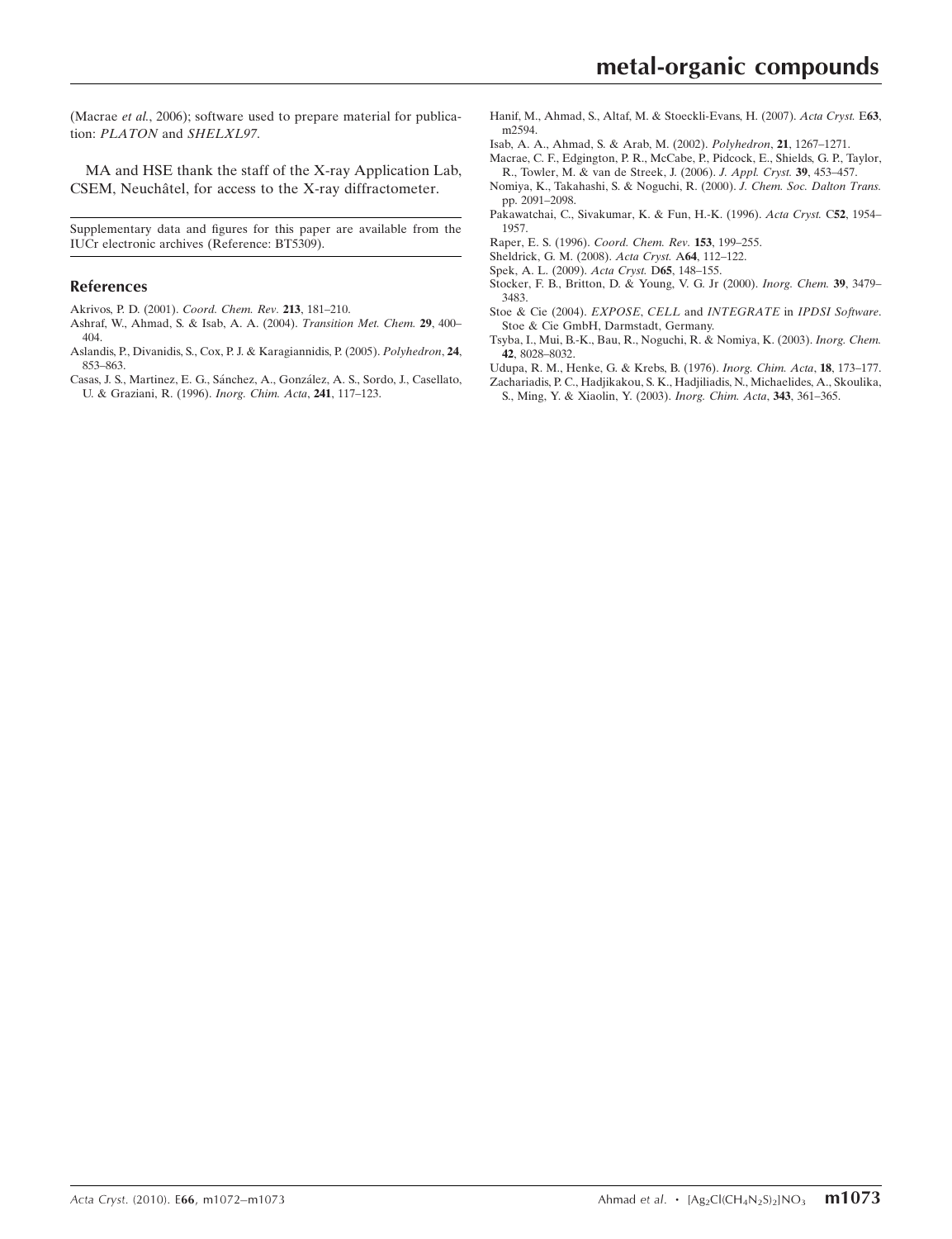(Macrae *et al.*, 2006); software used to prepare material for publication: *PLATON* and *SHELXL97*.

MA and HSE thank the staff of the X-ray Application Lab, CSEM, Neuchâtel, for access to the X-ray diffractometer.

Supplementary data and figures for this paper are available from the IUCr electronic archives (Reference: BT5309).

## References

Akrivos, P. D. (2001). *Coord. Chem. Rev*. **213**, 181–210.

Ashraf, W., Ahmad, S. & Isab, A. A. (2004). *Transition Met. Chem.* **29**, 400–404.

Aslandis, P., Divanidis, S., Cox, P. J. & Karagiannidis, P. (2005). *Polyhedron*, **24**, 853–863.

Casas, J. S., Martinez, E. G., Sánchez, A., González, A. S., Sordo, J., Casellato, U. & Graziani, R. (1996). *Inorg. Chim. Acta*, **241**, 117–123.

Hanif, M., Ahmad, S., Altaf, M. & Stoeckli-Evans, H. (2007). *Acta Cryst.* E**63**, m2594.

Isab, A. A., Ahmad, S. & Arab, M. (2002). *Polyhedron*, **21**, 1267–1271.

Macrae, C. F., Edgington, P. R., McCabe, P., Pidcock, E., Shields, G. P., Taylor, R., Towler, M. & van de Streek, J. (2006). *J. Appl. Cryst.* **39**, 453–457.

Nomiya, K., Takahashi, S. & Noguchi, R. (2000). *J. Chem. Soc. Dalton Trans.* pp. 2091–2098.

Pakawatchai, C., Sivakumar, K. & Fun, H.-K. (1996). *Acta Cryst.* C**52**, 1954–1957.

Raper, E. S. (1996). *Coord. Chem. Rev.* **153**, 199–255.

Sheldrick, G. M. (2008). *Acta Cryst.* A**64**, 112–122.

Spek, A. L. (2009). *Acta Cryst.* D**65**, 148–155.

Stocker, F. B., Britton, D. & Young, V. G. Jr (2000). *Inorg. Chem.* **39**, 3479–3483.

Stoe & Cie (2004). *EXPOSE*, *CELL* and *INTEGRATE* in *IPDSI Software*. Stoe & Cie GmbH, Darmstadt, Germany.

Tsyba, I., Mui, B.-K., Bau, R., Noguchi, R. & Nomiya, K. (2003). *Inorg. Chem.* **42**, 8028–8032.

Udupa, R. M., Henke, G. & Krebs, B. (1976). *Inorg. Chim. Acta*, **18**, 173–177.

Zachariadis, P. C., Hadjikakou, S. K., Hadjiliadis, N., Michaelides, A., Skoulika, S., Ming, Y. & Xiaolin, Y. (2003). *Inorg. Chim. Acta*, **343**, 361–365.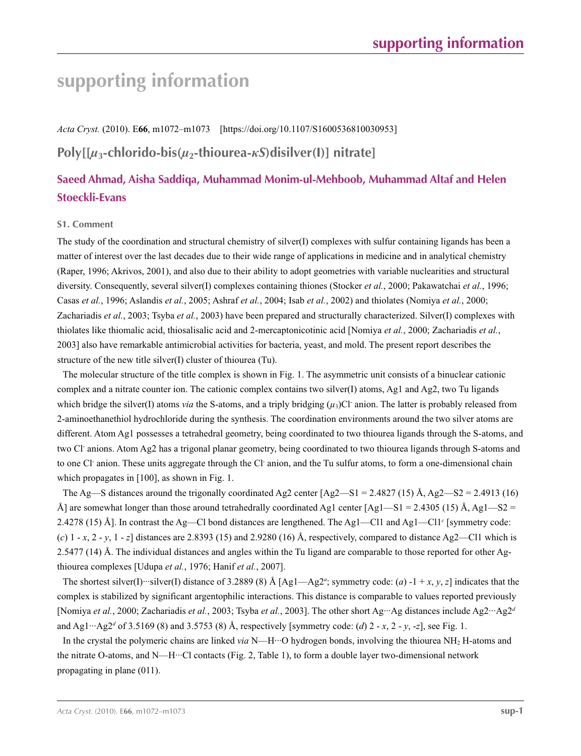# supporting information

*Acta Cryst.* (2010). E**66**, m1072–m1073 [https://doi.org/10.1107/S1600536810030953]

## Poly[[$\mu_3$-chlorido-bis($\mu_2$-thiourea-$\kappa S$)disilver(I)] nitrate]

### Saeed Ahmad, Aisha Saddiqa, Muhammad Monim-ul-Mehboob, Muhammad Altaf and Helen Stoeckli-Evans

#### S1. Comment

The study of the coordination and structural chemistry of silver(I) complexes with sulfur containing ligands has been a matter of interest over the last decades due to their wide range of applications in medicine and in analytical chemistry (Raper, 1996; Akrivos, 2001), and also due to their ability to adopt geometries with variable nuclearities and structural diversity. Consequently, several silver(I) complexes containing thiones (Stocker *et al.*, 2000; Pakawatchai *et al.*, 1996; Casas *et al.*, 1996; Aslandis *et al.*, 2005; Ashraf *et al.*, 2004; Isab *et al.*, 2002) and thiolates (Nomiya *et al.*, 2000; Zachariadis *et al.*, 2003; Tsyba *et al.*, 2003) have been prepared and structurally characterized. Silver(I) complexes with thiolates like thiomalic acid, thiosalisalic acid and 2-mercaptonicotinic acid [Nomiya *et al.*, 2000; Zachariadis *et al.*, 2003] also have remarkable antimicrobial activities for bacteria, yeast, and mold. The present report describes the structure of the new title silver(I) cluster of thiourea (Tu).

The molecular structure of the title complex is shown in Fig. 1. The asymmetric unit consists of a binuclear cationic complex and a nitrate counter ion. The cationic complex contains two silver(I) atoms, Ag1 and Ag2, two Tu ligands which bridge the silver(I) atoms *via* the S-atoms, and a triply bridging ($\mu_3$)$Cl^-$ anion. The latter is probably released from 2-aminoethanethiol hydrochloride during the synthesis. The coordination environments around the two silver atoms are different. Atom Ag1 possesses a tetrahedral geometry, being coordinated to two thiourea ligands through the S-atoms, and two $Cl^-$ anions. Atom Ag2 has a trigonal planar geometry, being coordinated to two thiourea ligands through S-atoms and to one $Cl^-$ anion. These units aggregate through the $Cl^-$ anion, and the Tu sulfur atoms, to form a one-dimensional chain which propagates in [100], as shown in Fig. 1.

The Ag—S distances around the trigonally coordinated Ag2 center [Ag2—S1 = 2.4827 (15) Å, Ag2—S2 = 2.4913 (16) Å] are somewhat longer than those around tetrahedrally coordinated Ag1 center [Ag1—S1 = 2.4305 (15) Å, Ag1—S2 = 2.4278 (15) Å]. In contrast the Ag—Cl bond distances are lengthened. The Ag1—Cl1 and Ag1—Cl1$^c$ [symmetry code: (*c*) 1 - *x*, 2 - *y*, 1 - *z*] distances are 2.8393 (15) and 2.9280 (16) Å, respectively, compared to distance Ag2—Cl1 which is 2.5477 (14) Å. The individual distances and angles within the Tu ligand are comparable to those reported for other Ag-thiourea complexes [Udupa *et al.*, 1976; Hanif *et al.*, 2007].

The shortest silver(I)···silver(I) distance of 3.2889 (8) Å [Ag1—Ag2$^a$; symmetry code: (*a*) -1 + *x*, *y*, *z*] indicates that the complex is stabilized by significant argentophilic interactions. This distance is comparable to values reported previously [Nomiya *et al.*, 2000; Zachariadis *et al.*, 2003; Tsyba *et al.*, 2003]. The other short Ag···Ag distances include Ag2···Ag2$^d$ and Ag1···Ag2$^d$ of 3.5169 (8) and 3.5753 (8) Å, respectively [symmetry code: (*d*) 2 - *x*, 2 - *y*, -*z*], see Fig. 1.

In the crystal the polymeric chains are linked *via* N—H···O hydrogen bonds, involving the thiourea $NH_2$ H-atoms and the nitrate O-atoms, and N—H···Cl contacts (Fig. 2, Table 1), to form a double layer two-dimensional network propagating in plane (011).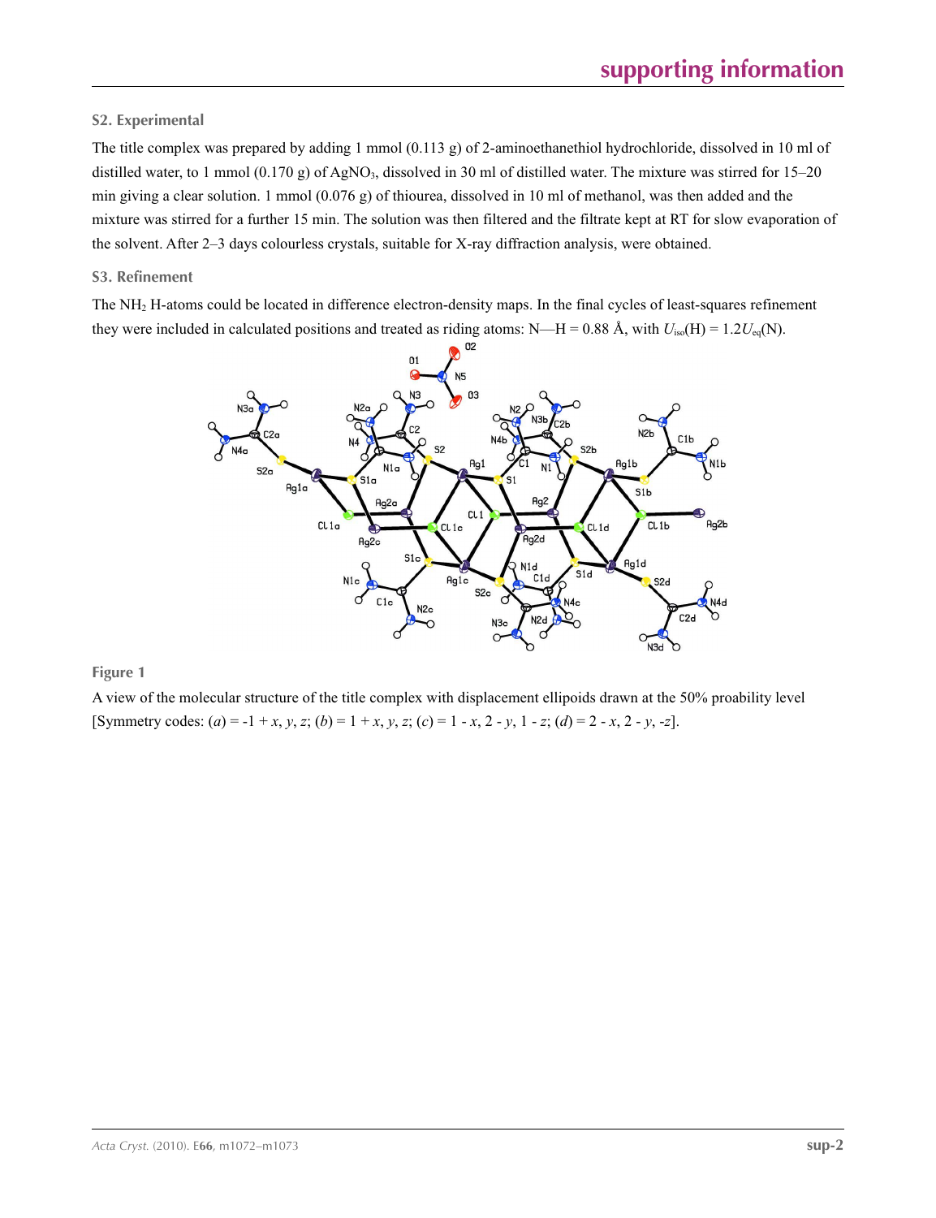## S2. Experimental

The title complex was prepared by adding 1 mmol (0.113 g) of 2-aminoethanethiol hydrochloride, dissolved in 10 ml of distilled water, to 1 mmol (0.170 g) of $AgNO_3$, dissolved in 30 ml of distilled water. The mixture was stirred for 15–20 min giving a clear solution. 1 mmol (0.076 g) of thiourea, dissolved in 10 ml of methanol, was then added and the mixture was stirred for a further 15 min. The solution was then filtered and the filtrate kept at RT for slow evaporation of the solvent. After 2–3 days colourless crystals, suitable for X-ray diffraction analysis, were obtained.

## S3. Refinement

The $NH_2$ H-atoms could be located in difference electron-density maps. In the final cycles of least-squares refinement they were included in calculated positions and treated as riding atoms: N—H = 0.88 Å, with $U_{iso}(H) = 1.2U_{eq}(N)$.

**Figure 1**

A view of the molecular structure of the title complex with displacement ellipoids drawn at the 50% proability level [Symmetry codes: (*a*) = -1 + *x*, *y*, *z*; (*b*) = 1 + *x*, *y*, *z*; (*c*) = 1 - *x*, 2 - *y*, 1 - *z*; (*d*) = 2 - *x*, 2 - *y*, -*z*].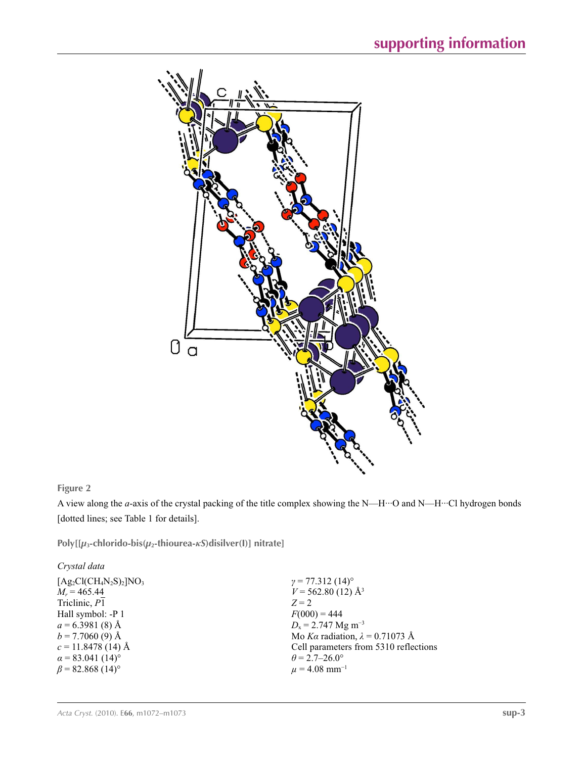**Figure 2**

A view along the *a*-axis of the crystal packing of the title complex showing the N—H···O and N—H···Cl hydrogen bonds [dotted lines; see Table 1 for details].

## Poly[[$\mu_3$-chlorido-bis($\mu_2$-thiourea-$\kappa S$)disilver(I)] nitrate]

### *Crystal data*

$[Ag_2Cl(CH_4N_2S)_2]NO_3$
$M_r = 465.44$
Triclinic, $P\overline{1}$
Hall symbol: -P 1
$a = 6.3981$ (8) Å
$b = 7.7060$ (9) Å
$c = 11.8478$ (14) Å
$\alpha = 83.041$ (14)°
$\beta = 82.868$ (14)°
$\gamma = 77.312$ (14)°
$V = 562.80$ (12) Å$^3$
$Z = 2$
$F(000) = 444$
$D_x = 2.747$ Mg m$^{-3}$
Mo $K\alpha$ radiation, $\lambda = 0.71073$ Å
Cell parameters from 5310 reflections
$\theta = 2.7$–$26.0°$
$\mu = 4.08$ mm$^{-1}$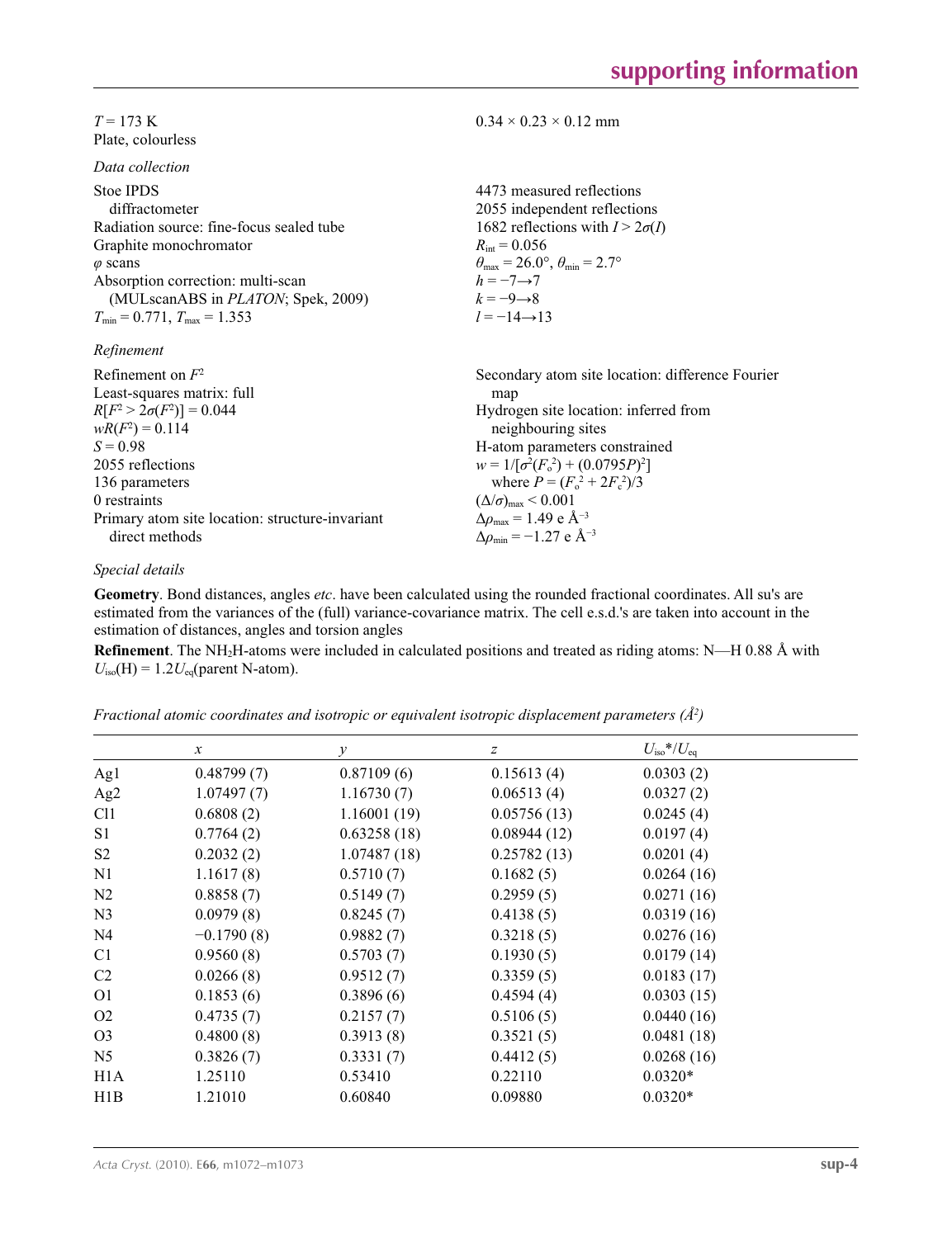$T$ = 173 K
Plate, colourless

$0.34 \times 0.23 \times 0.12$ mm

*Data collection*

Stoe IPDS diffractometer
Radiation source: fine-focus sealed tube
Graphite monochromator
$\varphi$ scans
Absorption correction: multi-scan (MULscanABS in *PLATON*; Spek, 2009)
$T_{min}$ = 0.771, $T_{max}$ = 1.353

4473 measured reflections
2055 independent reflections
1682 reflections with $I > 2\sigma(I)$
$R_{int}$ = 0.056
$\theta_{max}$ = 26.0°, $\theta_{min}$ = 2.7°
$h = -7 \rightarrow 7$
$k = -9 \rightarrow 8$
$l = -14 \rightarrow 13$

*Refinement*

Refinement on $F^2$
Least-squares matrix: full
$R[F^2 > 2\sigma(F^2)] = 0.044$
$wR(F^2) = 0.114$
$S = 0.98$
2055 reflections
136 parameters
0 restraints
Primary atom site location: structure-invariant direct methods

Secondary atom site location: difference Fourier map
Hydrogen site location: inferred from neighbouring sites
H-atom parameters constrained
$w = 1/[\sigma^2(F_o^2) + (0.0795P)^2]$
where $P = (F_o^2 + 2F_c^2)/3$
$(\Delta/\sigma)_{max} < 0.001$
$\Delta\rho_{max}$ = 1.49 e Å$^{-3}$
$\Delta\rho_{min}$ = −1.27 e Å$^{-3}$

*Special details*

**Geometry**. Bond distances, angles *etc*. have been calculated using the rounded fractional coordinates. All su's are estimated from the variances of the (full) variance-covariance matrix. The cell e.s.d.'s are taken into account in the estimation of distances, angles and torsion angles

**Refinement**. The $NH_2$H-atoms were included in calculated positions and treated as riding atoms: N—H 0.88 Å with $U_{iso}$(H) = 1.2$U_{eq}$(parent N-atom).

*Fractional atomic coordinates and isotropic or equivalent isotropic displacement parameters (Å²)*

| | $x$ | $y$ | $z$ | $U_{iso}$*/$U_{eq}$ |
|---|---|---|---|---|
| Ag1 | 0.48799 (7) | 0.87109 (6) | 0.15613 (4) | 0.0303 (2) |
| Ag2 | 1.07497 (7) | 1.16730 (7) | 0.06513 (4) | 0.0327 (2) |
| Cl1 | 0.6808 (2) | 1.16001 (19) | 0.05756 (13) | 0.0245 (4) |
| S1 | 0.7764 (2) | 0.63258 (18) | 0.08944 (12) | 0.0197 (4) |
| S2 | 0.2032 (2) | 1.07487 (18) | 0.25782 (13) | 0.0201 (4) |
| N1 | 1.1617 (8) | 0.5710 (7) | 0.1682 (5) | 0.0264 (16) |
| N2 | 0.8858 (7) | 0.5149 (7) | 0.2959 (5) | 0.0271 (16) |
| N3 | 0.0979 (8) | 0.8245 (7) | 0.4138 (5) | 0.0319 (16) |
| N4 | −0.1790 (8) | 0.9882 (7) | 0.3218 (5) | 0.0276 (16) |
| C1 | 0.9560 (8) | 0.5703 (7) | 0.1930 (5) | 0.0179 (14) |
| C2 | 0.0266 (8) | 0.9512 (7) | 0.3359 (5) | 0.0183 (17) |
| O1 | 0.1853 (6) | 0.3896 (6) | 0.4594 (4) | 0.0303 (15) |
| O2 | 0.4735 (7) | 0.2157 (7) | 0.5106 (5) | 0.0440 (16) |
| O3 | 0.4800 (8) | 0.3913 (8) | 0.3521 (5) | 0.0481 (18) |
| N5 | 0.3826 (7) | 0.3331 (7) | 0.4412 (5) | 0.0268 (16) |
| H1A | 1.25110 | 0.53410 | 0.22110 | 0.0320* |
| H1B | 1.21010 | 0.60840 | 0.09880 | 0.0320* |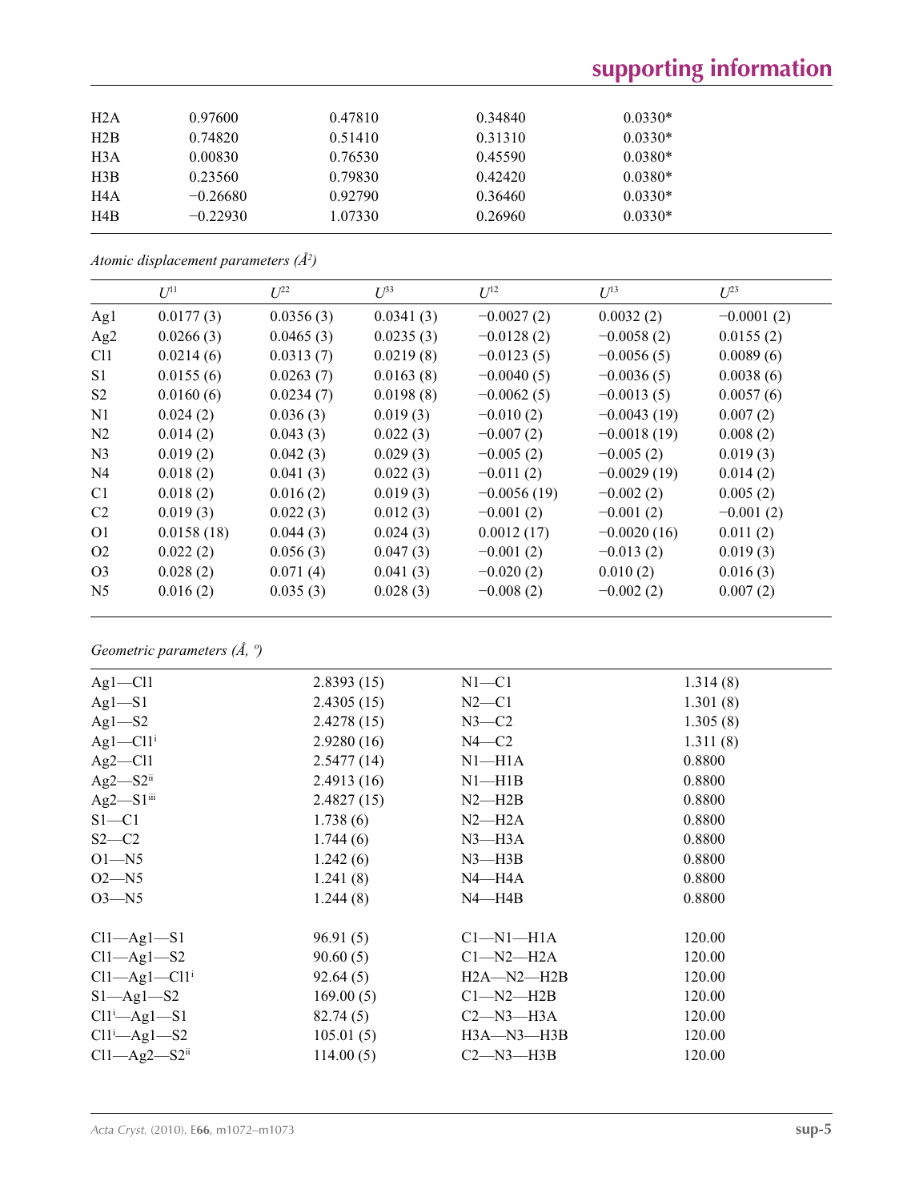| | | | | |
|---|---|---|---|---|
| H2A | 0.97600 | 0.47810 | 0.34840 | 0.0330* |
| H2B | 0.74820 | 0.51410 | 0.31310 | 0.0330* |
| H3A | 0.00830 | 0.76530 | 0.45590 | 0.0380* |
| H3B | 0.23560 | 0.79830 | 0.42420 | 0.0380* |
| H4A | −0.26680 | 0.92790 | 0.36460 | 0.0330* |
| H4B | −0.22930 | 1.07330 | 0.26960 | 0.0330* |

*Atomic displacement parameters (Å$^2$)*

| | $U^{11}$ | $U^{22}$ | $U^{33}$ | $U^{12}$ | $U^{13}$ | $U^{23}$ |
|---|---|---|---|---|---|---|
| Ag1 | 0.0177 (3) | 0.0356 (3) | 0.0341 (3) | −0.0027 (2) | 0.0032 (2) | −0.0001 (2) |
| Ag2 | 0.0266 (3) | 0.0465 (3) | 0.0235 (3) | −0.0128 (2) | −0.0058 (2) | 0.0155 (2) |
| Cl1 | 0.0214 (6) | 0.0313 (7) | 0.0219 (8) | −0.0123 (5) | −0.0056 (5) | 0.0089 (6) |
| S1 | 0.0155 (6) | 0.0263 (7) | 0.0163 (8) | −0.0040 (5) | −0.0036 (5) | 0.0038 (6) |
| S2 | 0.0160 (6) | 0.0234 (7) | 0.0198 (8) | −0.0062 (5) | −0.0013 (5) | 0.0057 (6) |
| N1 | 0.024 (2) | 0.036 (3) | 0.019 (3) | −0.010 (2) | −0.0043 (19) | 0.007 (2) |
| N2 | 0.014 (2) | 0.043 (3) | 0.022 (3) | −0.007 (2) | −0.0018 (19) | 0.008 (2) |
| N3 | 0.019 (2) | 0.042 (3) | 0.029 (3) | −0.005 (2) | −0.005 (2) | 0.019 (3) |
| N4 | 0.018 (2) | 0.041 (3) | 0.022 (3) | −0.011 (2) | −0.0029 (19) | 0.014 (2) |
| C1 | 0.018 (2) | 0.016 (2) | 0.019 (3) | −0.0056 (19) | −0.002 (2) | 0.005 (2) |
| C2 | 0.019 (3) | 0.022 (3) | 0.012 (3) | −0.001 (2) | −0.001 (2) | −0.001 (2) |
| O1 | 0.0158 (18) | 0.044 (3) | 0.024 (3) | 0.0012 (17) | −0.0020 (16) | 0.011 (2) |
| O2 | 0.022 (2) | 0.056 (3) | 0.047 (3) | −0.001 (2) | −0.013 (2) | 0.019 (3) |
| O3 | 0.028 (2) | 0.071 (4) | 0.041 (3) | −0.020 (2) | 0.010 (2) | 0.016 (3) |
| N5 | 0.016 (2) | 0.035 (3) | 0.028 (3) | −0.008 (2) | −0.002 (2) | 0.007 (2) |

*Geometric parameters (Å, º)*

| | | | |
|---|---|---|---|
| Ag1—Cl1 | 2.8393 (15) | N1—C1 | 1.314 (8) |
| Ag1—S1 | 2.4305 (15) | N2—C1 | 1.301 (8) |
| Ag1—S2 | 2.4278 (15) | N3—C2 | 1.305 (8) |
| Ag1—Cl1$^{i}$ | 2.9280 (16) | N4—C2 | 1.311 (8) |
| Ag2—Cl1 | 2.5477 (14) | N1—H1A | 0.8800 |
| Ag2—S2$^{ii}$ | 2.4913 (16) | N1—H1B | 0.8800 |
| Ag2—S1$^{iii}$ | 2.4827 (15) | N2—H2B | 0.8800 |
| S1—C1 | 1.738 (6) | N2—H2A | 0.8800 |
| S2—C2 | 1.744 (6) | N3—H3A | 0.8800 |
| O1—N5 | 1.242 (6) | N3—H3B | 0.8800 |
| O2—N5 | 1.241 (8) | N4—H4A | 0.8800 |
| O3—N5 | 1.244 (8) | N4—H4B | 0.8800 |
| | | | |
| Cl1—Ag1—S1 | 96.91 (5) | C1—N1—H1A | 120.00 |
| Cl1—Ag1—S2 | 90.60 (5) | C1—N2—H2A | 120.00 |
| Cl1—Ag1—Cl1$^{i}$ | 92.64 (5) | H2A—N2—H2B | 120.00 |
| S1—Ag1—S2 | 169.00 (5) | C1—N2—H2B | 120.00 |
| Cl1$^{i}$—Ag1—S1 | 82.74 (5) | C2—N3—H3A | 120.00 |
| Cl1$^{i}$—Ag1—S2 | 105.01 (5) | H3A—N3—H3B | 120.00 |
| Cl1—Ag2—S2$^{ii}$ | 114.00 (5) | C2—N3—H3B | 120.00 |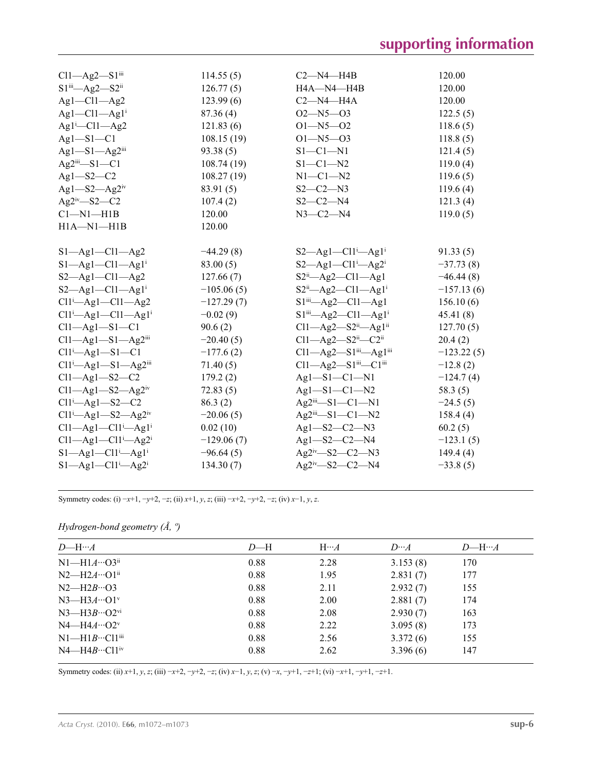| | | | |
|---|---|---|---|
| Cl1—Ag2—S1$^{iii}$ | 114.55 (5) | C2—N4—H4B | 120.00 |
| S1$^{iii}$—Ag2—S2$^{ii}$ | 126.77 (5) | H4A—N4—H4B | 120.00 |
| Ag1—Cl1—Ag2 | 123.99 (6) | C2—N4—H4A | 120.00 |
| Ag1—Cl1—Ag1$^{i}$ | 87.36 (4) | O2—N5—O3 | 122.5 (5) |
| Ag1$^{i}$—Cl1—Ag2 | 121.83 (6) | O1—N5—O2 | 118.6 (5) |
| Ag1—S1—C1 | 108.15 (19) | O1—N5—O3 | 118.8 (5) |
| Ag1—S1—Ag2$^{iii}$ | 93.38 (5) | S1—C1—N1 | 121.4 (5) |
| Ag2$^{iii}$—S1—C1 | 108.74 (19) | S1—C1—N2 | 119.0 (4) |
| Ag1—S2—C2 | 108.27 (19) | N1—C1—N2 | 119.6 (5) |
| Ag1—S2—Ag2$^{iv}$ | 83.91 (5) | S2—C2—N3 | 119.6 (4) |
| Ag2$^{iv}$—S2—C2 | 107.4 (2) | S2—C2—N4 | 121.3 (4) |
| C1—N1—H1B | 120.00 | N3—C2—N4 | 119.0 (5) |
| H1A—N1—H1B | 120.00 | | |
| | | | |
| S1—Ag1—Cl1—Ag2 | −44.29 (8) | S2—Ag1—Cl1$^{i}$—Ag1$^{i}$ | 91.33 (5) |
| S1—Ag1—Cl1—Ag1$^{i}$ | 83.00 (5) | S2—Ag1—Cl1$^{i}$—Ag2$^{i}$ | −37.73 (8) |
| S2—Ag1—Cl1—Ag2 | 127.66 (7) | S2$^{ii}$—Ag2—Cl1—Ag1 | −46.44 (8) |
| S2—Ag1—Cl1—Ag1$^{i}$ | −105.06 (5) | S2$^{ii}$—Ag2—Cl1—Ag1$^{i}$ | −157.13 (6) |
| Cl1$^{i}$—Ag1—Cl1—Ag2 | −127.29 (7) | S1$^{iii}$—Ag2—Cl1—Ag1 | 156.10 (6) |
| Cl1$^{i}$—Ag1—Cl1—Ag1$^{i}$ | −0.02 (9) | S1$^{iii}$—Ag2—Cl1—Ag1$^{i}$ | 45.41 (8) |
| Cl1—Ag1—S1—C1 | 90.6 (2) | Cl1—Ag2—S2$^{ii}$—Ag1$^{ii}$ | 127.70 (5) |
| Cl1—Ag1—S1—Ag2$^{iii}$ | −20.40 (5) | Cl1—Ag2—S2$^{ii}$—C2$^{ii}$ | 20.4 (2) |
| Cl1$^{i}$—Ag1—S1—C1 | −177.6 (2) | Cl1—Ag2—S1$^{iii}$—Ag1$^{iii}$ | −123.22 (5) |
| Cl1$^{i}$—Ag1—S1—Ag2$^{iii}$ | 71.40 (5) | Cl1—Ag2—S1$^{iii}$—C1$^{iii}$ | −12.8 (2) |
| Cl1—Ag1—S2—C2 | 179.2 (2) | Ag1—S1—C1—N1 | −124.7 (4) |
| Cl1—Ag1—S2—Ag2$^{iv}$ | 72.83 (5) | Ag1—S1—C1—N2 | 58.3 (5) |
| Cl1$^{i}$—Ag1—S2—C2 | 86.3 (2) | Ag2$^{iii}$—S1—C1—N1 | −24.5 (5) |
| Cl1$^{i}$—Ag1—S2—Ag2$^{iv}$ | −20.06 (5) | Ag2$^{iii}$—S1—C1—N2 | 158.4 (4) |
| Cl1—Ag1—Cl1$^{i}$—Ag1$^{i}$ | 0.02 (10) | Ag1—S2—C2—N3 | 60.2 (5) |
| Cl1—Ag1—Cl1$^{i}$—Ag2$^{i}$ | −129.06 (7) | Ag1—S2—C2—N4 | −123.1 (5) |
| S1—Ag1—Cl1$^{i}$—Ag1$^{i}$ | −96.64 (5) | Ag2$^{iv}$—S2—C2—N3 | 149.4 (4) |
| S1—Ag1—Cl1$^{i}$—Ag2$^{i}$ | 134.30 (7) | Ag2$^{iv}$—S2—C2—N4 | −33.8 (5) |

Symmetry codes: (i) −x+1, −y+2, −z; (ii) x+1, y, z; (iii) −x+2, −y+2, −z; (iv) x−1, y, z.

*Hydrogen-bond geometry (Å, º)*

| *D*—H···*A* | *D*—H | H···*A* | *D*···*A* | *D*—H···*A* |
|---|---|---|---|---|
| N1—H1*A*···O3$^{ii}$ | 0.88 | 2.28 | 3.153 (8) | 170 |
| N2—H2*A*···O1$^{ii}$ | 0.88 | 1.95 | 2.831 (7) | 177 |
| N2—H2*B*···O3 | 0.88 | 2.11 | 2.932 (7) | 155 |
| N3—H3*A*···O1$^{v}$ | 0.88 | 2.00 | 2.881 (7) | 174 |
| N3—H3*B*···O2$^{vi}$ | 0.88 | 2.08 | 2.930 (7) | 163 |
| N4—H4*A*···O2$^{v}$ | 0.88 | 2.22 | 3.095 (8) | 173 |
| N1—H1*B*···Cl1$^{iii}$ | 0.88 | 2.56 | 3.372 (6) | 155 |
| N4—H4*B*···Cl1$^{iv}$ | 0.88 | 2.62 | 3.396 (6) | 147 |

Symmetry codes: (ii) x+1, y, z; (iii) −x+2, −y+2, −z; (iv) x−1, y, z; (v) −x, −y+1, −z+1; (vi) −x+1, −y+1, −z+1.